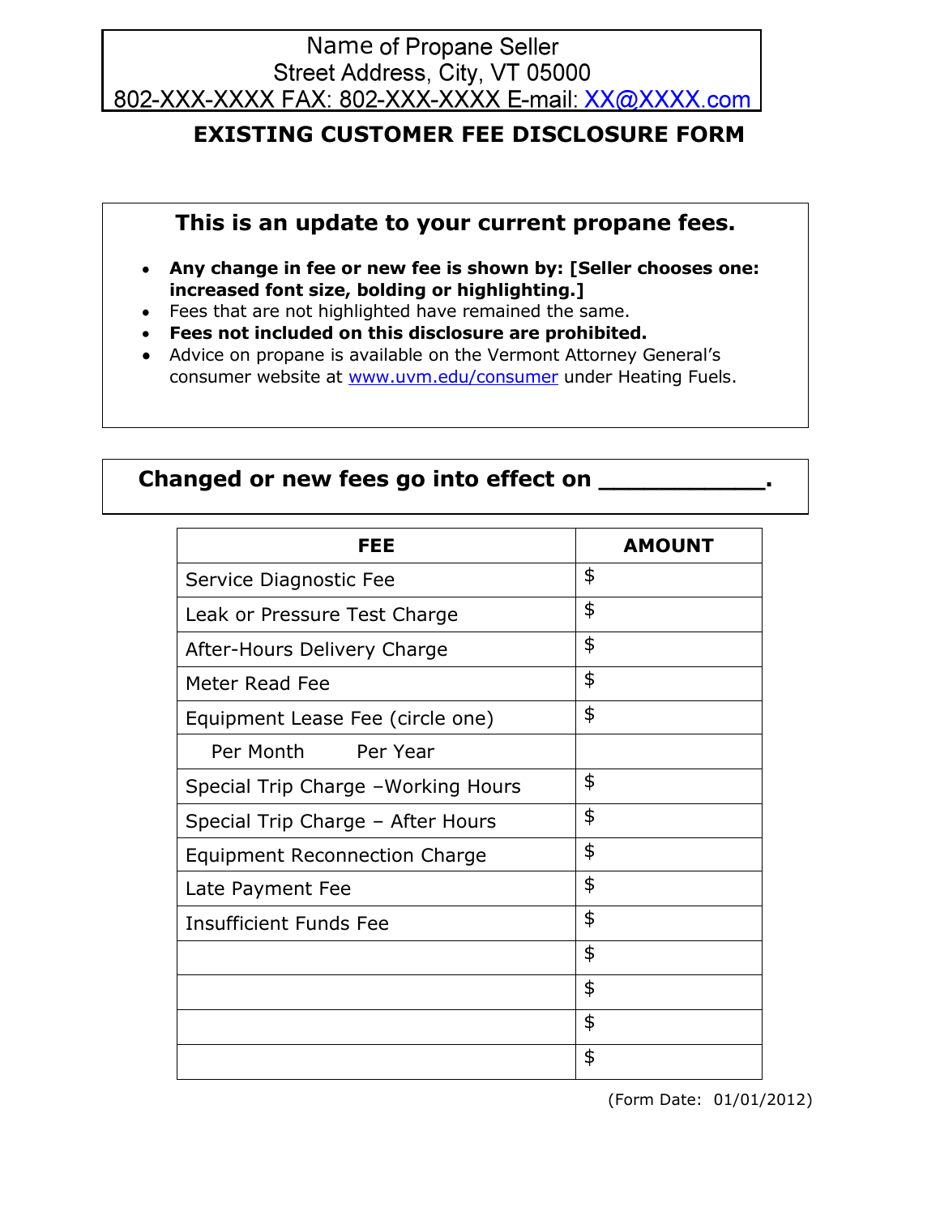Name of Propane Seller
Street Address, City, VT 05000
802-XXX-XXXX FAX: 802-XXX-XXXX E-mail: XX@XXXX.com

# EXISTING CUSTOMER FEE DISCLOSURE FORM

## This is an update to your current propane fees.

- **Any change in fee or new fee is shown by: [Seller chooses one: increased font size, bolding or highlighting.]**
- Fees that are not highlighted have remained the same.
- **Fees not included on this disclosure are prohibited.**
- Advice on propane is available on the Vermont Attorney General's consumer website at www.uvm.edu/consumer under Heating Fuels.

## Changed or new fees go into effect on ___________.

| FEE | AMOUNT |
|---|---|
| Service Diagnostic Fee | $ |
| Leak or Pressure Test Charge | $ |
| After-Hours Delivery Charge | $ |
| Meter Read Fee | $ |
| Equipment Lease Fee (circle one) | $ |
| Per Month Per Year | |
| Special Trip Charge –Working Hours | $ |
| Special Trip Charge – After Hours | $ |
| Equipment Reconnection Charge | $ |
| Late Payment Fee | $ |
| Insufficient Funds Fee | $ |
| | $ |
| | $ |
| | $ |
| | $ |

(Form Date: 01/01/2012)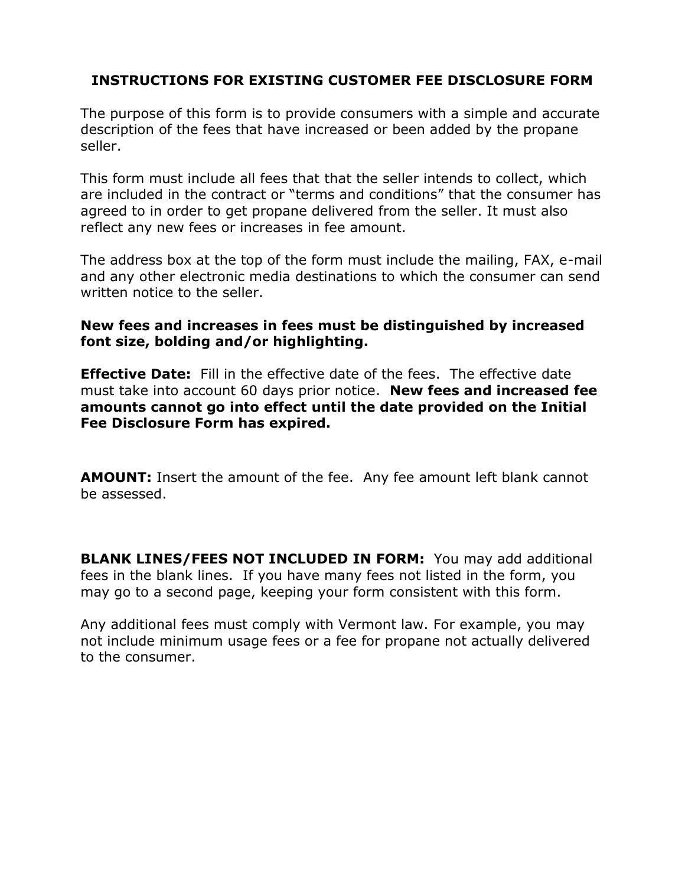## INSTRUCTIONS FOR EXISTING CUSTOMER FEE DISCLOSURE FORM

The purpose of this form is to provide consumers with a simple and accurate description of the fees that have increased or been added by the propane seller.

This form must include all fees that that the seller intends to collect, which are included in the contract or "terms and conditions" that the consumer has agreed to in order to get propane delivered from the seller. It must also reflect any new fees or increases in fee amount.

The address box at the top of the form must include the mailing, FAX, e-mail and any other electronic media destinations to which the consumer can send written notice to the seller.

**New fees and increases in fees must be distinguished by increased font size, bolding and/or highlighting.**

**Effective Date:** Fill in the effective date of the fees. The effective date must take into account 60 days prior notice. **New fees and increased fee amounts cannot go into effect until the date provided on the Initial Fee Disclosure Form has expired.**

**AMOUNT:** Insert the amount of the fee. Any fee amount left blank cannot be assessed.

**BLANK LINES/FEES NOT INCLUDED IN FORM:** You may add additional fees in the blank lines. If you have many fees not listed in the form, you may go to a second page, keeping your form consistent with this form.

Any additional fees must comply with Vermont law. For example, you may not include minimum usage fees or a fee for propane not actually delivered to the consumer.